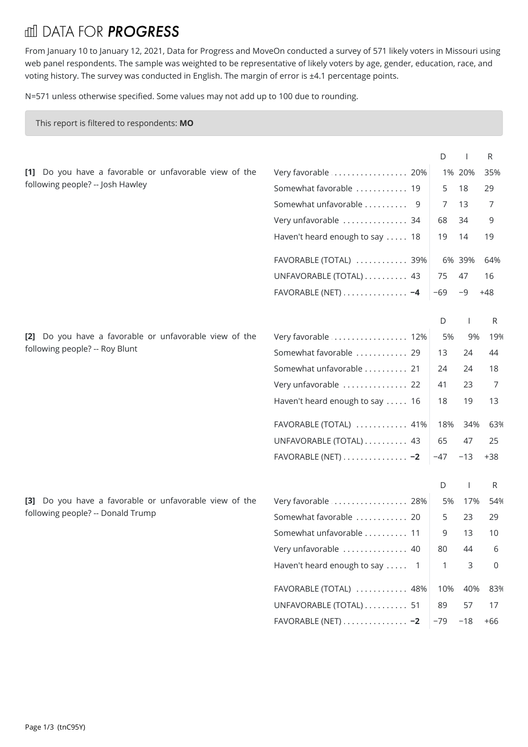# DATA FOR *PROGRESS*

From January 10 to January 12, 2021, Data for Progress and MoveOn conducted a survey of 571 likely voters in Missouri using web panel respondents. The sample was weighted to be representative of likely voters by age, gender, education, race, and voting history. The survey was conducted in English. The margin of error is ±4.1 percentage points.

N=571 unless otherwise specified. Some values may not add up to 100 due to rounding.

This report is filtered to respondents: **MO**

**[1]** Do you have a favorable or unfavorable view of the following people? -- Josh Hawley

| | | D | I | R |
|---|---|---|---|---|
| Very favorable | 20% | 1% | 20% | 35% |
| Somewhat favorable | 19 | 5 | 18 | 29 |
| Somewhat unfavorable | 9 | 7 | 13 | 7 |
| Very unfavorable | 34 | 68 | 34 | 9 |
| Haven't heard enough to say | 18 | 19 | 14 | 19 |
| FAVORABLE (TOTAL) | 39% | 6% | 39% | 64% |
| UNFAVORABLE (TOTAL) | 43 | 75 | 47 | 16 |
| FAVORABLE (NET) | **−4** | −69 | −9 | +48 |

**[2]** Do you have a favorable or unfavorable view of the following people? -- Roy Blunt

| | | D | I | R |
|---|---|---|---|---|
| Very favorable | 12% | 5% | 9% | 19% |
| Somewhat favorable | 29 | 13 | 24 | 44 |
| Somewhat unfavorable | 21 | 24 | 24 | 18 |
| Very unfavorable | 22 | 41 | 23 | 7 |
| Haven't heard enough to say | 16 | 18 | 19 | 13 |
| FAVORABLE (TOTAL) | 41% | 18% | 34% | 63% |
| UNFAVORABLE (TOTAL) | 43 | 65 | 47 | 25 |
| FAVORABLE (NET) | **−2** | −47 | −13 | +38 |

**[3]** Do you have a favorable or unfavorable view of the following people? -- Donald Trump

| | | D | I | R |
|---|---|---|---|---|
| Very favorable | 28% | 5% | 17% | 54% |
| Somewhat favorable | 20 | 5 | 23 | 29 |
| Somewhat unfavorable | 11 | 9 | 13 | 10 |
| Very unfavorable | 40 | 80 | 44 | 6 |
| Haven't heard enough to say | 1 | 1 | 3 | 0 |
| FAVORABLE (TOTAL) | 48% | 10% | 40% | 83% |
| UNFAVORABLE (TOTAL) | 51 | 89 | 57 | 17 |
| FAVORABLE (NET) | **−2** | −79 | −18 | +66 |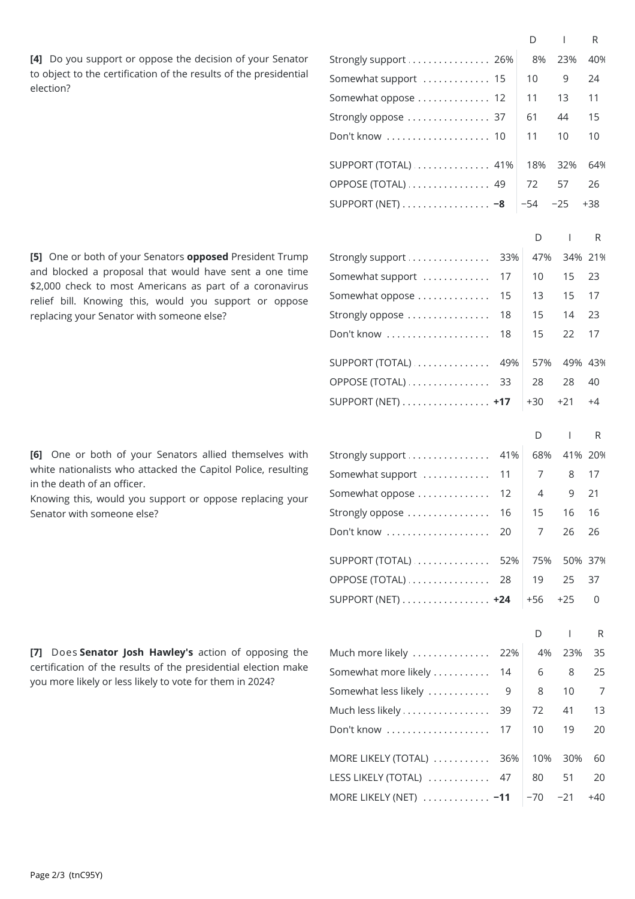**[4]** Do you support or oppose the decision of your Senator to object to the certification of the results of the presidential election?

| | Total | D | I | R |
|---|---|---|---|---|
| Strongly support | 26% | 8% | 23% | 40% |
| Somewhat support | 15 | 10 | 9 | 24 |
| Somewhat oppose | 12 | 11 | 13 | 11 |
| Strongly oppose | 37 | 61 | 44 | 15 |
| Don't know | 10 | 11 | 10 | 10 |
| SUPPORT (TOTAL) | 41% | 18% | 32% | 64% |
| OPPOSE (TOTAL) | 49 | 72 | 57 | 26 |
| SUPPORT (NET) | **−8** | −54 | −25 | +38 |

**[5]** One or both of your Senators **opposed** President Trump and blocked a proposal that would have sent a one time $2,000 check to most Americans as part of a coronavirus relief bill. Knowing this, would you support or oppose replacing your Senator with someone else?

| | Total | D | I | R |
|---|---|---|---|---|
| Strongly support | 33% | 47% | 34% | 21% |
| Somewhat support | 17 | 10 | 15 | 23 |
| Somewhat oppose | 15 | 13 | 15 | 17 |
| Strongly oppose | 18 | 15 | 14 | 23 |
| Don't know | 18 | 15 | 22 | 17 |
| SUPPORT (TOTAL) | 49% | 57% | 49% | 43% |
| OPPOSE (TOTAL) | 33 | 28 | 28 | 40 |
| SUPPORT (NET) | **+17** | +30 | +21 | +4 |

**[6]** One or both of your Senators allied themselves with white nationalists who attacked the Capitol Police, resulting in the death of an officer.
Knowing this, would you support or oppose replacing your Senator with someone else?

| | Total | D | I | R |
|---|---|---|---|---|
| Strongly support | 41% | 68% | 41% | 20% |
| Somewhat support | 11 | 7 | 8 | 17 |
| Somewhat oppose | 12 | 4 | 9 | 21 |
| Strongly oppose | 16 | 15 | 16 | 16 |
| Don't know | 20 | 7 | 26 | 26 |
| SUPPORT (TOTAL) | 52% | 75% | 50% | 37% |
| OPPOSE (TOTAL) | 28 | 19 | 25 | 37 |
| SUPPORT (NET) | **+24** | +56 | +25 | 0 |

**[7]** Does **Senator Josh Hawley's** action of opposing the certification of the results of the presidential election make you more likely or less likely to vote for them in 2024?

| | Total | D | I | R |
|---|---|---|---|---|
| Much more likely | 22% | 4% | 23% | 35 |
| Somewhat more likely | 14 | 6 | 8 | 25 |
| Somewhat less likely | 9 | 8 | 10 | 7 |
| Much less likely | 39 | 72 | 41 | 13 |
| Don't know | 17 | 10 | 19 | 20 |
| MORE LIKELY (TOTAL) | 36% | 10% | 30% | 60 |
| LESS LIKELY (TOTAL) | 47 | 80 | 51 | 20 |
| MORE LIKELY (NET) | **−11** | −70 | −21 | +40 |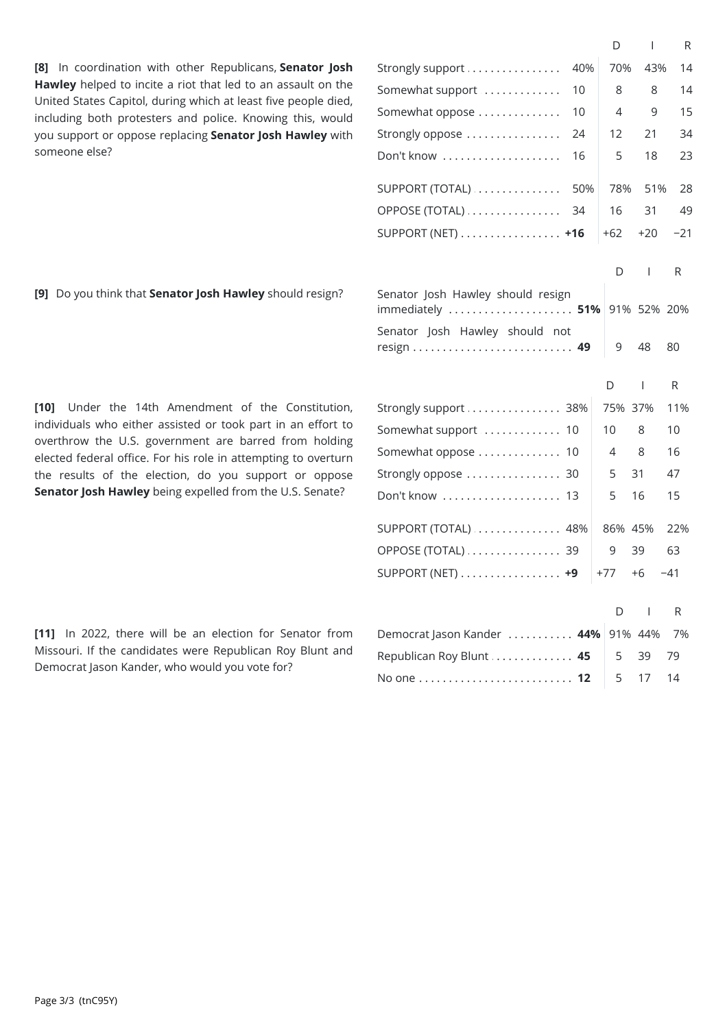**[8]** In coordination with other Republicans, **Senator Josh Hawley** helped to incite a riot that led to an assault on the United States Capitol, during which at least five people died, including both protesters and police. Knowing this, would you support or oppose replacing **Senator Josh Hawley** with someone else?

| | | D | I | R |
|---|---|---|---|---|
| Strongly support | 40% | 70% | 43% | 14 |
| Somewhat support | 10 | 8 | 8 | 14 |
| Somewhat oppose | 10 | 4 | 9 | 15 |
| Strongly oppose | 24 | 12 | 21 | 34 |
| Don't know | 16 | 5 | 18 | 23 |
| SUPPORT (TOTAL) | 50% | 78% | 51% | 28 |
| OPPOSE (TOTAL) | 34 | 16 | 31 | 49 |
| SUPPORT (NET) | **+16** | +62 | +20 | −21 |

**[9]** Do you think that **Senator Josh Hawley** should resign?

| | | D | I | R |
|---|---|---|---|---|
| Senator Josh Hawley should resign immediately | **51%** | 91% | 52% | 20% |
| Senator Josh Hawley should not resign | **49** | 9 | 48 | 80 |

**[10]** Under the 14th Amendment of the Constitution, individuals who either assisted or took part in an effort to overthrow the U.S. government are barred from holding elected federal office. For his role in attempting to overturn the results of the election, do you support or oppose **Senator Josh Hawley** being expelled from the U.S. Senate?

| | | D | I | R |
|---|---|---|---|---|
| Strongly support | 38% | 75% | 37% | 11% |
| Somewhat support | 10 | 10 | 8 | 10 |
| Somewhat oppose | 10 | 4 | 8 | 16 |
| Strongly oppose | 30 | 5 | 31 | 47 |
| Don't know | 13 | 5 | 16 | 15 |
| SUPPORT (TOTAL) | 48% | 86% | 45% | 22% |
| OPPOSE (TOTAL) | 39 | 9 | 39 | 63 |
| SUPPORT (NET) | **+9** | +77 | +6 | −41 |

**[11]** In 2022, there will be an election for Senator from Missouri. If the candidates were Republican Roy Blunt and Democrat Jason Kander, who would you vote for?

| | | D | I | R |
|---|---|---|---|---|
| Democrat Jason Kander | **44%** | 91% | 44% | 7% |
| Republican Roy Blunt | **45** | 5 | 39 | 79 |
| No one | **12** | 5 | 17 | 14 |